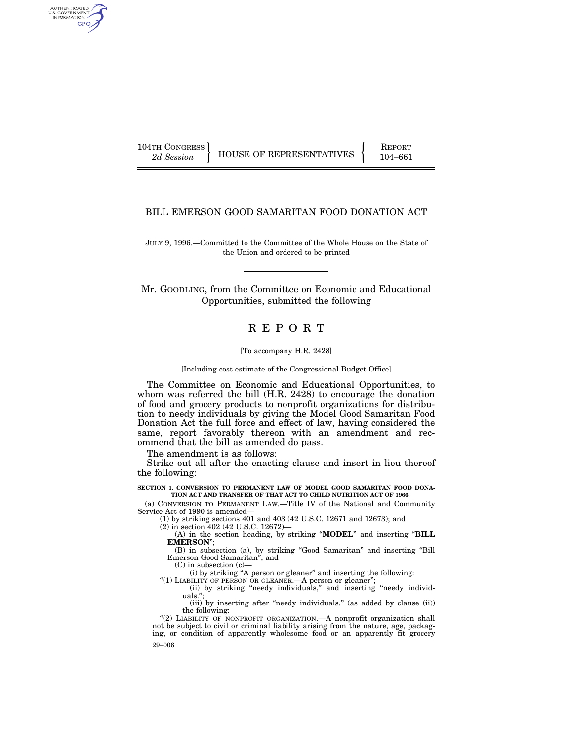104TH CONGRESS
*2d Session*

HOUSE OF REPRESENTATIVES

REPORT
104–661

# BILL EMERSON GOOD SAMARITAN FOOD DONATION ACT

JULY 9, 1996.—Committed to the Committee of the Whole House on the State of the Union and ordered to be printed

Mr. GOODLING, from the Committee on Economic and Educational Opportunities, submitted the following

# R E P O R T

[To accompany H.R. 2428]

[Including cost estimate of the Congressional Budget Office]

The Committee on Economic and Educational Opportunities, to whom was referred the bill (H.R. 2428) to encourage the donation of food and grocery products to nonprofit organizations for distribution to needy individuals by giving the Model Good Samaritan Food Donation Act the full force and effect of law, having considered the same, report favorably thereon with an amendment and recommend that the bill as amended do pass.

The amendment is as follows:

Strike out all after the enacting clause and insert in lieu thereof the following:

**SECTION 1. CONVERSION TO PERMANENT LAW OF MODEL GOOD SAMARITAN FOOD DONATION ACT AND TRANSFER OF THAT ACT TO CHILD NUTRITION ACT OF 1966.**

(a) CONVERSION TO PERMANENT LAW.—Title IV of the National and Community Service Act of 1990 is amended—

(1) by striking sections 401 and 403 (42 U.S.C. 12671 and 12673); and

(2) in section 402 (42 U.S.C. 12672)—

(A) in the section heading, by striking "**MODEL**" and inserting "**BILL EMERSON**";

(B) in subsection (a), by striking "Good Samaritan" and inserting "Bill Emerson Good Samaritan"; and

(C) in subsection (c)—

(i) by striking "A person or gleaner" and inserting the following:

"(1) LIABILITY OF PERSON OR GLEANER.—A person or gleaner";

(ii) by striking "needy individuals," and inserting "needy individuals.";

(iii) by inserting after "needy individuals." (as added by clause (ii)) the following:

"(2) LIABILITY OF NONPROFIT ORGANIZATION.—A nonprofit organization shall not be subject to civil or criminal liability arising from the nature, age, packaging, or condition of apparently wholesome food or an apparently fit grocery

29–006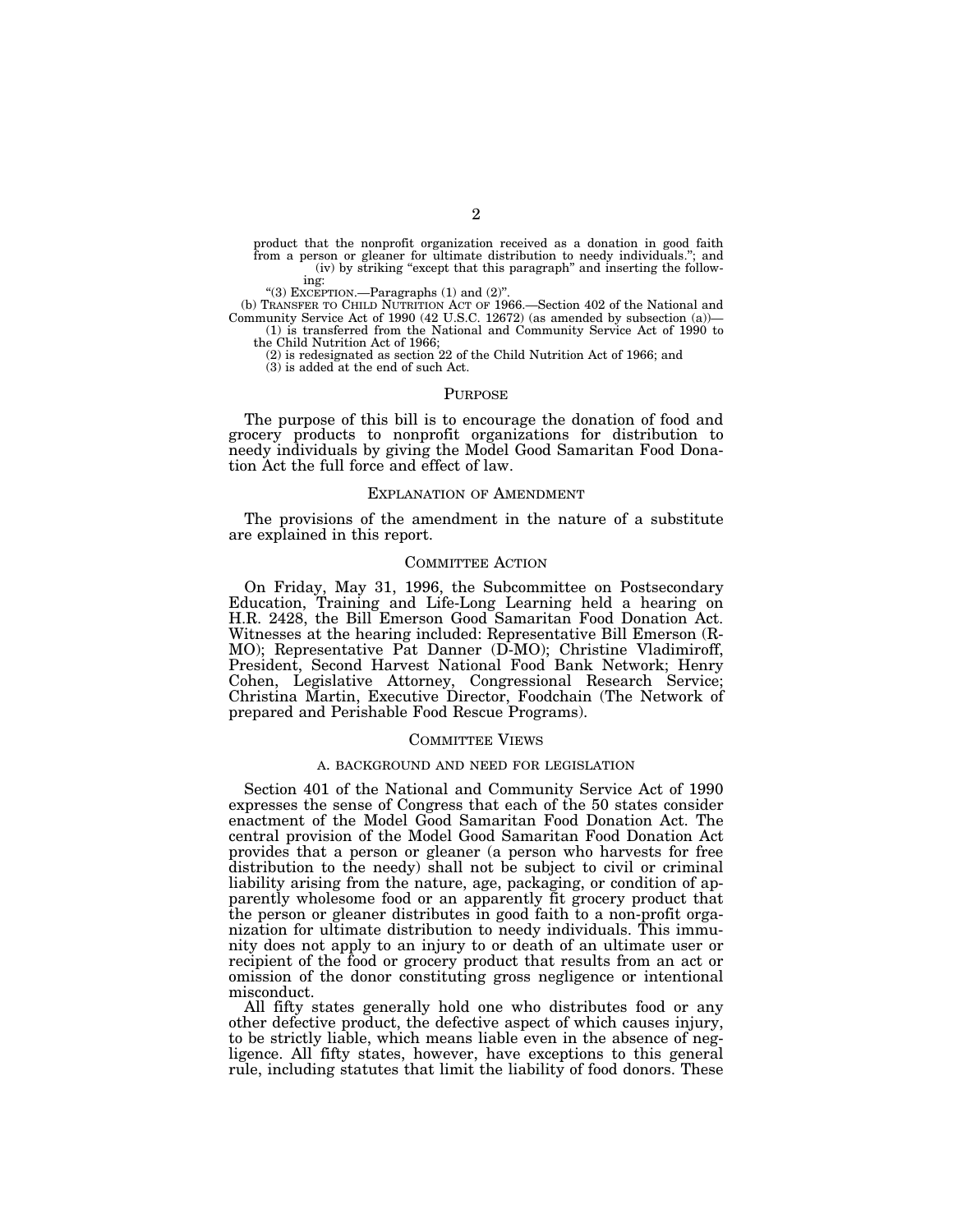product that the nonprofit organization received as a donation in good faith from a person or gleaner for ultimate distribution to needy individuals."; and

(iv) by striking "except that this paragraph" and inserting the following:

"(3) EXCEPTION.—Paragraphs (1) and (2)".

(b) TRANSFER TO CHILD NUTRITION ACT OF 1966.—Section 402 of the National and Community Service Act of 1990 (42 U.S.C. 12672) (as amended by subsection (a))—

(1) is transferred from the National and Community Service Act of 1990 to the Child Nutrition Act of 1966;

(2) is redesignated as section 22 of the Child Nutrition Act of 1966; and

(3) is added at the end of such Act.

## PURPOSE

The purpose of this bill is to encourage the donation of food and grocery products to nonprofit organizations for distribution to needy individuals by giving the Model Good Samaritan Food Donation Act the full force and effect of law.

## EXPLANATION OF AMENDMENT

The provisions of the amendment in the nature of a substitute are explained in this report.

## COMMITTEE ACTION

On Friday, May 31, 1996, the Subcommittee on Postsecondary Education, Training and Life-Long Learning held a hearing on H.R. 2428, the Bill Emerson Good Samaritan Food Donation Act. Witnesses at the hearing included: Representative Bill Emerson (R-MO); Representative Pat Danner (D-MO); Christine Vladimiroff, President, Second Harvest National Food Bank Network; Henry Cohen, Legislative Attorney, Congressional Research Service; Christina Martin, Executive Director, Foodchain (The Network of prepared and Perishable Food Rescue Programs).

## COMMITTEE VIEWS

### A. BACKGROUND AND NEED FOR LEGISLATION

Section 401 of the National and Community Service Act of 1990 expresses the sense of Congress that each of the 50 states consider enactment of the Model Good Samaritan Food Donation Act. The central provision of the Model Good Samaritan Food Donation Act provides that a person or gleaner (a person who harvests for free distribution to the needy) shall not be subject to civil or criminal liability arising from the nature, age, packaging, or condition of apparently wholesome food or an apparently fit grocery product that the person or gleaner distributes in good faith to a non-profit organization for ultimate distribution to needy individuals. This immunity does not apply to an injury to or death of an ultimate user or recipient of the food or grocery product that results from an act or omission of the donor constituting gross negligence or intentional misconduct.

All fifty states generally hold one who distributes food or any other defective product, the defective aspect of which causes injury, to be strictly liable, which means liable even in the absence of negligence. All fifty states, however, have exceptions to this general rule, including statutes that limit the liability of food donors. These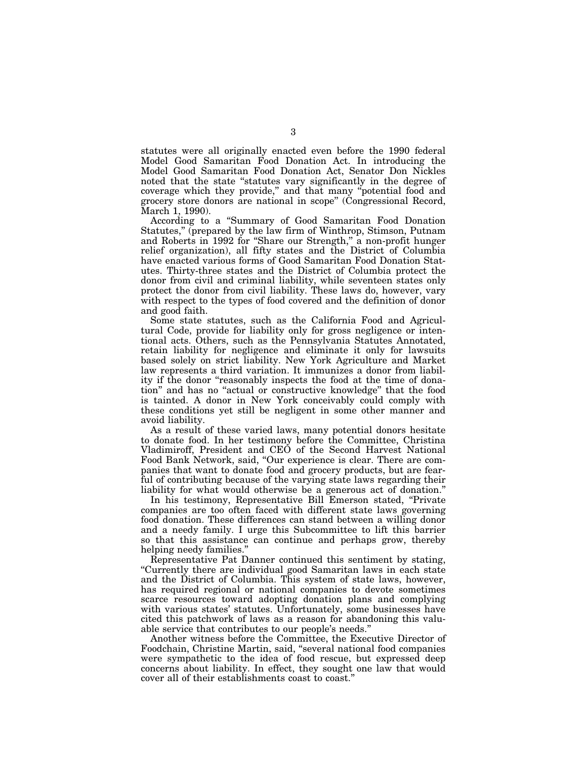statutes were all originally enacted even before the 1990 federal Model Good Samaritan Food Donation Act. In introducing the Model Good Samaritan Food Donation Act, Senator Don Nickles noted that the state "statutes vary significantly in the degree of coverage which they provide," and that many "potential food and grocery store donors are national in scope" (Congressional Record, March 1, 1990).

According to a "Summary of Good Samaritan Food Donation Statutes," (prepared by the law firm of Winthrop, Stimson, Putnam and Roberts in 1992 for "Share our Strength," a non-profit hunger relief organization), all fifty states and the District of Columbia have enacted various forms of Good Samaritan Food Donation Statutes. Thirty-three states and the District of Columbia protect the donor from civil and criminal liability, while seventeen states only protect the donor from civil liability. These laws do, however, vary with respect to the types of food covered and the definition of donor and good faith.

Some state statutes, such as the California Food and Agricultural Code, provide for liability only for gross negligence or intentional acts. Others, such as the Pennsylvania Statutes Annotated, retain liability for negligence and eliminate it only for lawsuits based solely on strict liability. New York Agriculture and Market law represents a third variation. It immunizes a donor from liability if the donor "reasonably inspects the food at the time of donation" and has no "actual or constructive knowledge" that the food is tainted. A donor in New York conceivably could comply with these conditions yet still be negligent in some other manner and avoid liability.

As a result of these varied laws, many potential donors hesitate to donate food. In her testimony before the Committee, Christina Vladimiroff, President and CEO of the Second Harvest National Food Bank Network, said, "Our experience is clear. There are companies that want to donate food and grocery products, but are fearful of contributing because of the varying state laws regarding their liability for what would otherwise be a generous act of donation."

In his testimony, Representative Bill Emerson stated, "Private companies are too often faced with different state laws governing food donation. These differences can stand between a willing donor and a needy family. I urge this Subcommittee to lift this barrier so that this assistance can continue and perhaps grow, thereby helping needy families."

Representative Pat Danner continued this sentiment by stating, "Currently there are individual good Samaritan laws in each state and the District of Columbia. This system of state laws, however, has required regional or national companies to devote sometimes scarce resources toward adopting donation plans and complying with various states' statutes. Unfortunately, some businesses have cited this patchwork of laws as a reason for abandoning this valuable service that contributes to our people's needs."

Another witness before the Committee, the Executive Director of Foodchain, Christine Martin, said, "several national food companies were sympathetic to the idea of food rescue, but expressed deep concerns about liability. In effect, they sought one law that would cover all of their establishments coast to coast."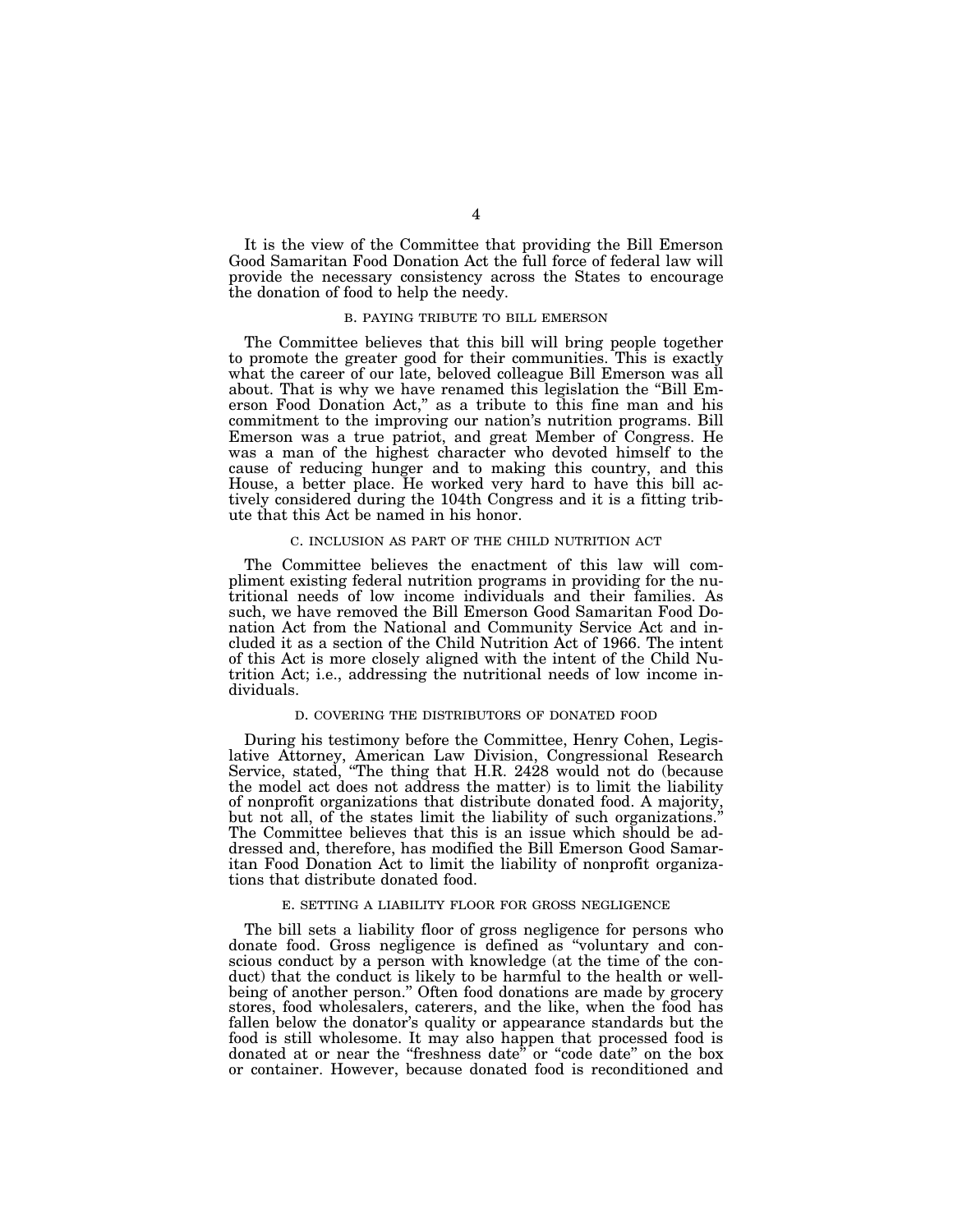It is the view of the Committee that providing the Bill Emerson Good Samaritan Food Donation Act the full force of federal law will provide the necessary consistency across the States to encourage the donation of food to help the needy.

### B. PAYING TRIBUTE TO BILL EMERSON

The Committee believes that this bill will bring people together to promote the greater good for their communities. This is exactly what the career of our late, beloved colleague Bill Emerson was all about. That is why we have renamed this legislation the "Bill Emerson Food Donation Act," as a tribute to this fine man and his commitment to the improving our nation's nutrition programs. Bill Emerson was a true patriot, and great Member of Congress. He was a man of the highest character who devoted himself to the cause of reducing hunger and to making this country, and this House, a better place. He worked very hard to have this bill actively considered during the 104th Congress and it is a fitting tribute that this Act be named in his honor.

### C. INCLUSION AS PART OF THE CHILD NUTRITION ACT

The Committee believes the enactment of this law will compliment existing federal nutrition programs in providing for the nutritional needs of low income individuals and their families. As such, we have removed the Bill Emerson Good Samaritan Food Donation Act from the National and Community Service Act and included it as a section of the Child Nutrition Act of 1966. The intent of this Act is more closely aligned with the intent of the Child Nutrition Act; i.e., addressing the nutritional needs of low income individuals.

### D. COVERING THE DISTRIBUTORS OF DONATED FOOD

During his testimony before the Committee, Henry Cohen, Legislative Attorney, American Law Division, Congressional Research Service, stated, "The thing that H.R. 2428 would not do (because the model act does not address the matter) is to limit the liability of nonprofit organizations that distribute donated food. A majority, but not all, of the states limit the liability of such organizations." The Committee believes that this is an issue which should be addressed and, therefore, has modified the Bill Emerson Good Samaritan Food Donation Act to limit the liability of nonprofit organizations that distribute donated food.

### E. SETTING A LIABILITY FLOOR FOR GROSS NEGLIGENCE

The bill sets a liability floor of gross negligence for persons who donate food. Gross negligence is defined as "voluntary and conscious conduct by a person with knowledge (at the time of the conduct) that the conduct is likely to be harmful to the health or well-being of another person." Often food donations are made by grocery stores, food wholesalers, caterers, and the like, when the food has fallen below the donator's quality or appearance standards but the food is still wholesome. It may also happen that processed food is donated at or near the "freshness date" or "code date" on the box or container. However, because donated food is reconditioned and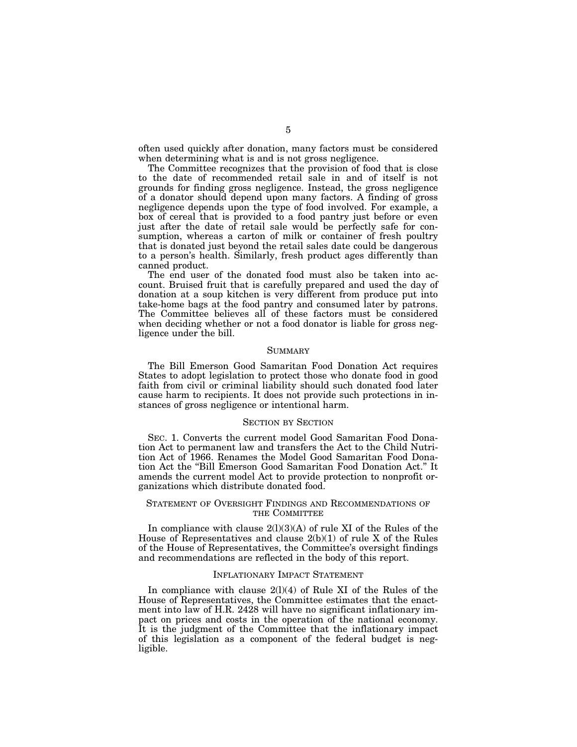often used quickly after donation, many factors must be considered when determining what is and is not gross negligence.

The Committee recognizes that the provision of food that is close to the date of recommended retail sale in and of itself is not grounds for finding gross negligence. Instead, the gross negligence of a donator should depend upon many factors. A finding of gross negligence depends upon the type of food involved. For example, a box of cereal that is provided to a food pantry just before or even just after the date of retail sale would be perfectly safe for consumption, whereas a carton of milk or container of fresh poultry that is donated just beyond the retail sales date could be dangerous to a person's health. Similarly, fresh product ages differently than canned product.

The end user of the donated food must also be taken into account. Bruised fruit that is carefully prepared and used the day of donation at a soup kitchen is very different from produce put into take-home bags at the food pantry and consumed later by patrons. The Committee believes all of these factors must be considered when deciding whether or not a food donator is liable for gross negligence under the bill.

## SUMMARY

The Bill Emerson Good Samaritan Food Donation Act requires States to adopt legislation to protect those who donate food in good faith from civil or criminal liability should such donated food later cause harm to recipients. It does not provide such protections in instances of gross negligence or intentional harm.

## SECTION BY SECTION

SEC. 1. Converts the current model Good Samaritan Food Donation Act to permanent law and transfers the Act to the Child Nutrition Act of 1966. Renames the Model Good Samaritan Food Donation Act the "Bill Emerson Good Samaritan Food Donation Act." It amends the current model Act to provide protection to nonprofit organizations which distribute donated food.

## STATEMENT OF OVERSIGHT FINDINGS AND RECOMMENDATIONS OF THE COMMITTEE

In compliance with clause 2(l)(3)(A) of rule XI of the Rules of the House of Representatives and clause 2(b)(1) of rule X of the Rules of the House of Representatives, the Committee's oversight findings and recommendations are reflected in the body of this report.

## INFLATIONARY IMPACT STATEMENT

In compliance with clause 2(l)(4) of Rule XI of the Rules of the House of Representatives, the Committee estimates that the enactment into law of H.R. 2428 will have no significant inflationary impact on prices and costs in the operation of the national economy. It is the judgment of the Committee that the inflationary impact of this legislation as a component of the federal budget is negligible.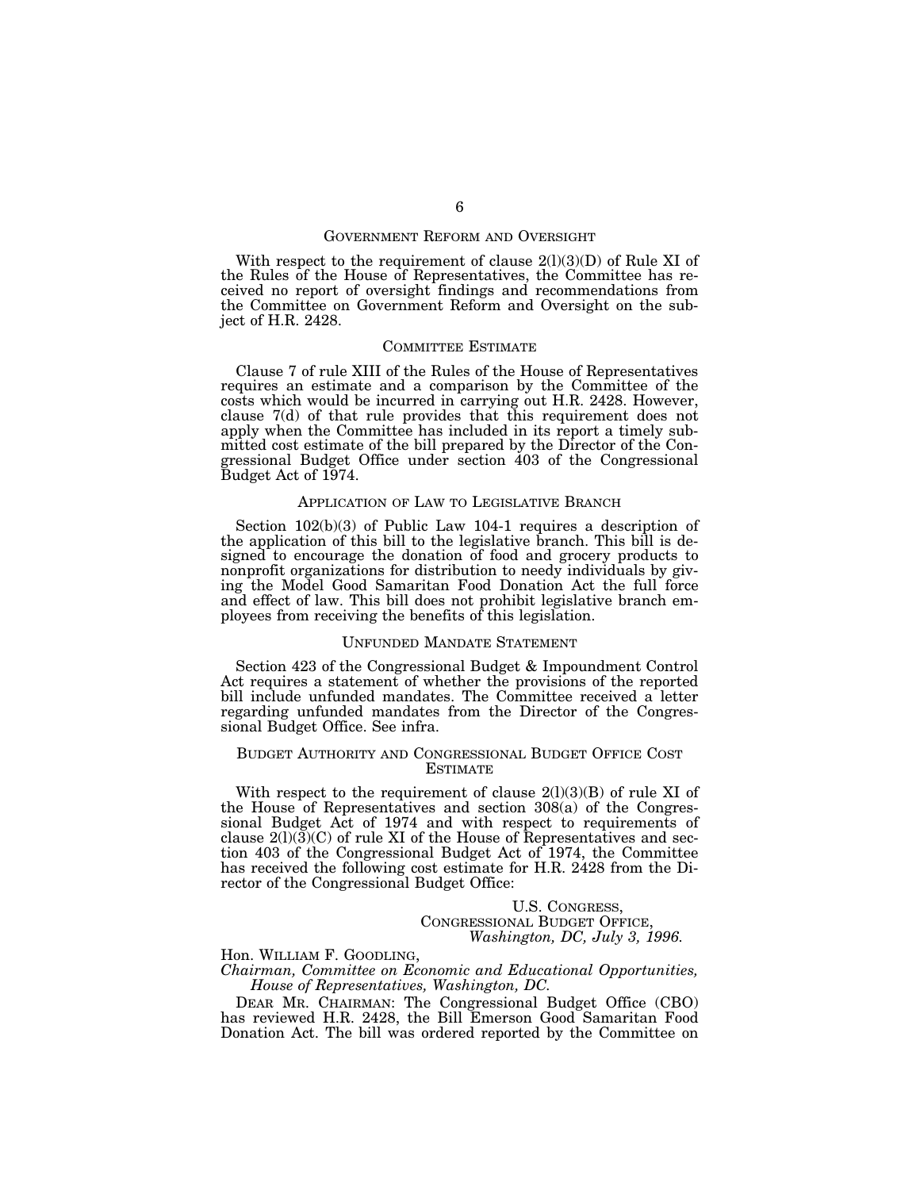## GOVERNMENT REFORM AND OVERSIGHT

With respect to the requirement of clause 2(l)(3)(D) of Rule XI of the Rules of the House of Representatives, the Committee has received no report of oversight findings and recommendations from the Committee on Government Reform and Oversight on the subject of H.R. 2428.

## COMMITTEE ESTIMATE

Clause 7 of rule XIII of the Rules of the House of Representatives requires an estimate and a comparison by the Committee of the costs which would be incurred in carrying out H.R. 2428. However, clause 7(d) of that rule provides that this requirement does not apply when the Committee has included in its report a timely submitted cost estimate of the bill prepared by the Director of the Congressional Budget Office under section 403 of the Congressional Budget Act of 1974.

## APPLICATION OF LAW TO LEGISLATIVE BRANCH

Section 102(b)(3) of Public Law 104-1 requires a description of the application of this bill to the legislative branch. This bill is designed to encourage the donation of food and grocery products to nonprofit organizations for distribution to needy individuals by giving the Model Good Samaritan Food Donation Act the full force and effect of law. This bill does not prohibit legislative branch employees from receiving the benefits of this legislation.

## UNFUNDED MANDATE STATEMENT

Section 423 of the Congressional Budget & Impoundment Control Act requires a statement of whether the provisions of the reported bill include unfunded mandates. The Committee received a letter regarding unfunded mandates from the Director of the Congressional Budget Office. See infra.

## BUDGET AUTHORITY AND CONGRESSIONAL BUDGET OFFICE COST ESTIMATE

With respect to the requirement of clause 2(l)(3)(B) of rule XI of the House of Representatives and section 308(a) of the Congressional Budget Act of 1974 and with respect to requirements of clause 2(l)(3)(C) of rule XI of the House of Representatives and section 403 of the Congressional Budget Act of 1974, the Committee has received the following cost estimate for H.R. 2428 from the Director of the Congressional Budget Office:

U.S. CONGRESS,
CONGRESSIONAL BUDGET OFFICE,
*Washington, DC, July 3, 1996.*

Hon. WILLIAM F. GOODLING,
*Chairman, Committee on Economic and Educational Opportunities, House of Representatives, Washington, DC.*

DEAR MR. CHAIRMAN: The Congressional Budget Office (CBO) has reviewed H.R. 2428, the Bill Emerson Good Samaritan Food Donation Act. The bill was ordered reported by the Committee on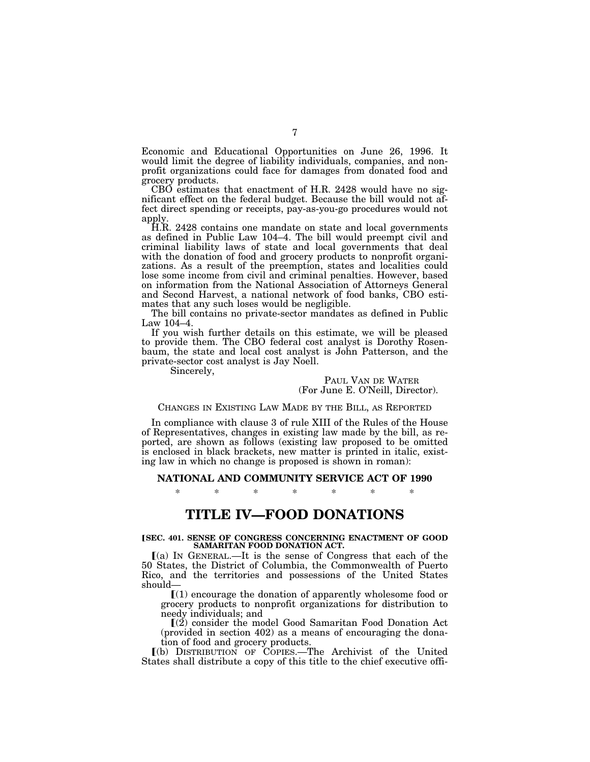Economic and Educational Opportunities on June 26, 1996. It would limit the degree of liability individuals, companies, and non-profit organizations could face for damages from donated food and grocery products.

CBO estimates that enactment of H.R. 2428 would have no significant effect on the federal budget. Because the bill would not affect direct spending or receipts, pay-as-you-go procedures would not apply.

H.R. 2428 contains one mandate on state and local governments as defined in Public Law 104–4. The bill would preempt civil and criminal liability laws of state and local governments that deal with the donation of food and grocery products to nonprofit organizations. As a result of the preemption, states and localities could lose some income from civil and criminal penalties. However, based on information from the National Association of Attorneys General and Second Harvest, a national network of food banks, CBO estimates that any such loses would be negligible.

The bill contains no private-sector mandates as defined in Public Law 104–4.

If you wish further details on this estimate, we will be pleased to provide them. The CBO federal cost analyst is Dorothy Rosenbaum, the state and local cost analyst is John Patterson, and the private-sector cost analyst is Jay Noell.

Sincerely,

PAUL VAN DE WATER
(For June E. O'Neill, Director).

## CHANGES IN EXISTING LAW MADE BY THE BILL, AS REPORTED

In compliance with clause 3 of rule XIII of the Rules of the House of Representatives, changes in existing law made by the bill, as reported, are shown as follows (existing law proposed to be omitted is enclosed in black brackets, new matter is printed in italic, existing law in which no change is proposed is shown in roman):

### NATIONAL AND COMMUNITY SERVICE ACT OF 1990

\* \* \* \* \* \* \*

# TITLE IV—FOOD DONATIONS

**[SEC. 401. SENSE OF CONGRESS CONCERNING ENACTMENT OF GOOD SAMARITAN FOOD DONATION ACT.**

[(a) IN GENERAL.—It is the sense of Congress that each of the 50 States, the District of Columbia, the Commonwealth of Puerto Rico, and the territories and possessions of the United States should—

[(1) encourage the donation of apparently wholesome food or grocery products to nonprofit organizations for distribution to needy individuals; and

[(2) consider the model Good Samaritan Food Donation Act (provided in section 402) as a means of encouraging the donation of food and grocery products.

[(b) DISTRIBUTION OF COPIES.—The Archivist of the United States shall distribute a copy of this title to the chief executive offi-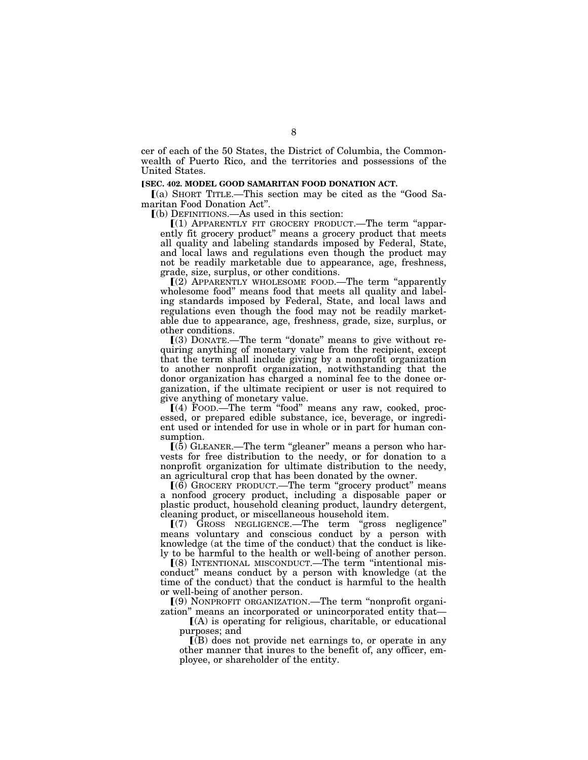cer of each of the 50 States, the District of Columbia, the Commonwealth of Puerto Rico, and the territories and possessions of the United States.

**[SEC. 402. MODEL GOOD SAMARITAN FOOD DONATION ACT.**

[(a) SHORT TITLE.—This section may be cited as the "Good Samaritan Food Donation Act".

[(b) DEFINITIONS.—As used in this section:

[(1) APPARENTLY FIT GROCERY PRODUCT.—The term "apparently fit grocery product" means a grocery product that meets all quality and labeling standards imposed by Federal, State, and local laws and regulations even though the product may not be readily marketable due to appearance, age, freshness, grade, size, surplus, or other conditions.

[(2) APPARENTLY WHOLESOME FOOD.—The term "apparently wholesome food" means food that meets all quality and labeling standards imposed by Federal, State, and local laws and regulations even though the food may not be readily marketable due to appearance, age, freshness, grade, size, surplus, or other conditions.

[(3) DONATE.—The term "donate" means to give without requiring anything of monetary value from the recipient, except that the term shall include giving by a nonprofit organization to another nonprofit organization, notwithstanding that the donor organization has charged a nominal fee to the donee organization, if the ultimate recipient or user is not required to give anything of monetary value.

[(4) FOOD.—The term "food" means any raw, cooked, processed, or prepared edible substance, ice, beverage, or ingredient used or intended for use in whole or in part for human consumption.

[(5) GLEANER.—The term "gleaner" means a person who harvests for free distribution to the needy, or for donation to a nonprofit organization for ultimate distribution to the needy, an agricultural crop that has been donated by the owner.

[(6) GROCERY PRODUCT.—The term "grocery product" means a nonfood grocery product, including a disposable paper or plastic product, household cleaning product, laundry detergent, cleaning product, or miscellaneous household item.

[(7) GROSS NEGLIGENCE.—The term "gross negligence" means voluntary and conscious conduct by a person with knowledge (at the time of the conduct) that the conduct is likely to be harmful to the health or well-being of another person.

[(8) INTENTIONAL MISCONDUCT.—The term "intentional misconduct" means conduct by a person with knowledge (at the time of the conduct) that the conduct is harmful to the health or well-being of another person.

[(9) NONPROFIT ORGANIZATION.—The term "nonprofit organization" means an incorporated or unincorporated entity that—

[(A) is operating for religious, charitable, or educational purposes; and

[(B) does not provide net earnings to, or operate in any other manner that inures to the benefit of, any officer, employee, or shareholder of the entity.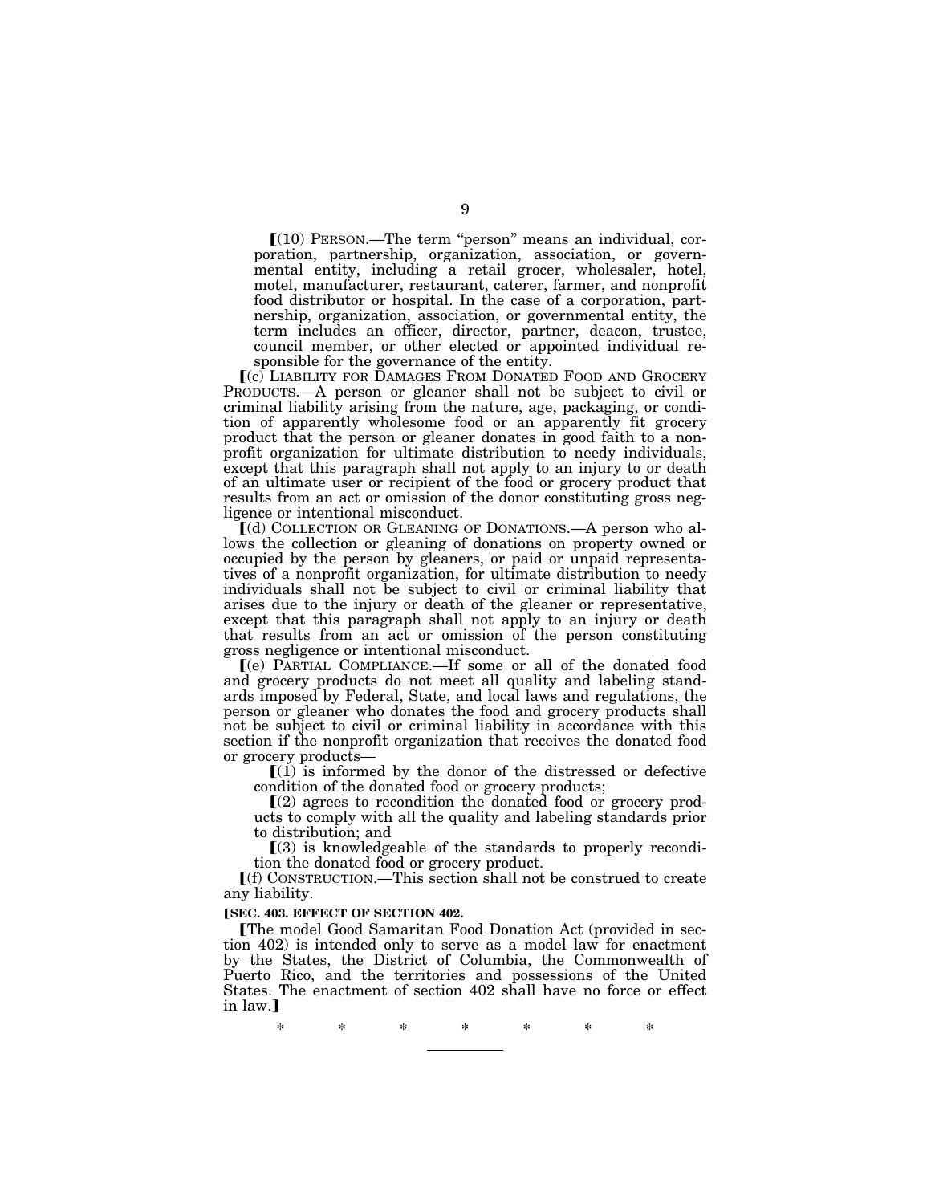⟦(10) PERSON.—The term "person" means an individual, corporation, partnership, organization, association, or governmental entity, including a retail grocer, wholesaler, hotel, motel, manufacturer, restaurant, caterer, farmer, and nonprofit food distributor or hospital. In the case of a corporation, partnership, organization, association, or governmental entity, the term includes an officer, director, partner, deacon, trustee, council member, or other elected or appointed individual responsible for the governance of the entity.

⟦(c) LIABILITY FOR DAMAGES FROM DONATED FOOD AND GROCERY PRODUCTS.—A person or gleaner shall not be subject to civil or criminal liability arising from the nature, age, packaging, or condition of apparently wholesome food or an apparently fit grocery product that the person or gleaner donates in good faith to a nonprofit organization for ultimate distribution to needy individuals, except that this paragraph shall not apply to an injury to or death of an ultimate user or recipient of the food or grocery product that results from an act or omission of the donor constituting gross negligence or intentional misconduct.

⟦(d) COLLECTION OR GLEANING OF DONATIONS.—A person who allows the collection or gleaning of donations on property owned or occupied by the person by gleaners, or paid or unpaid representatives of a nonprofit organization, for ultimate distribution to needy individuals shall not be subject to civil or criminal liability that arises due to the injury or death of the gleaner or representative, except that this paragraph shall not apply to an injury or death that results from an act or omission of the person constituting gross negligence or intentional misconduct.

⟦(e) PARTIAL COMPLIANCE.—If some or all of the donated food and grocery products do not meet all quality and labeling standards imposed by Federal, State, and local laws and regulations, the person or gleaner who donates the food and grocery products shall not be subject to civil or criminal liability in accordance with this section if the nonprofit organization that receives the donated food or grocery products—

⟦(1) is informed by the donor of the distressed or defective condition of the donated food or grocery products;

⟦(2) agrees to recondition the donated food or grocery products to comply with all the quality and labeling standards prior to distribution; and

⟦(3) is knowledgeable of the standards to properly recondition the donated food or grocery product.

⟦(f) CONSTRUCTION.—This section shall not be construed to create any liability.

**⟦SEC. 403. EFFECT OF SECTION 402.**

⟦The model Good Samaritan Food Donation Act (provided in section 402) is intended only to serve as a model law for enactment by the States, the District of Columbia, the Commonwealth of Puerto Rico, and the territories and possessions of the United States. The enactment of section 402 shall have no force or effect in law.⟧

\* \* \* \* \* \* \*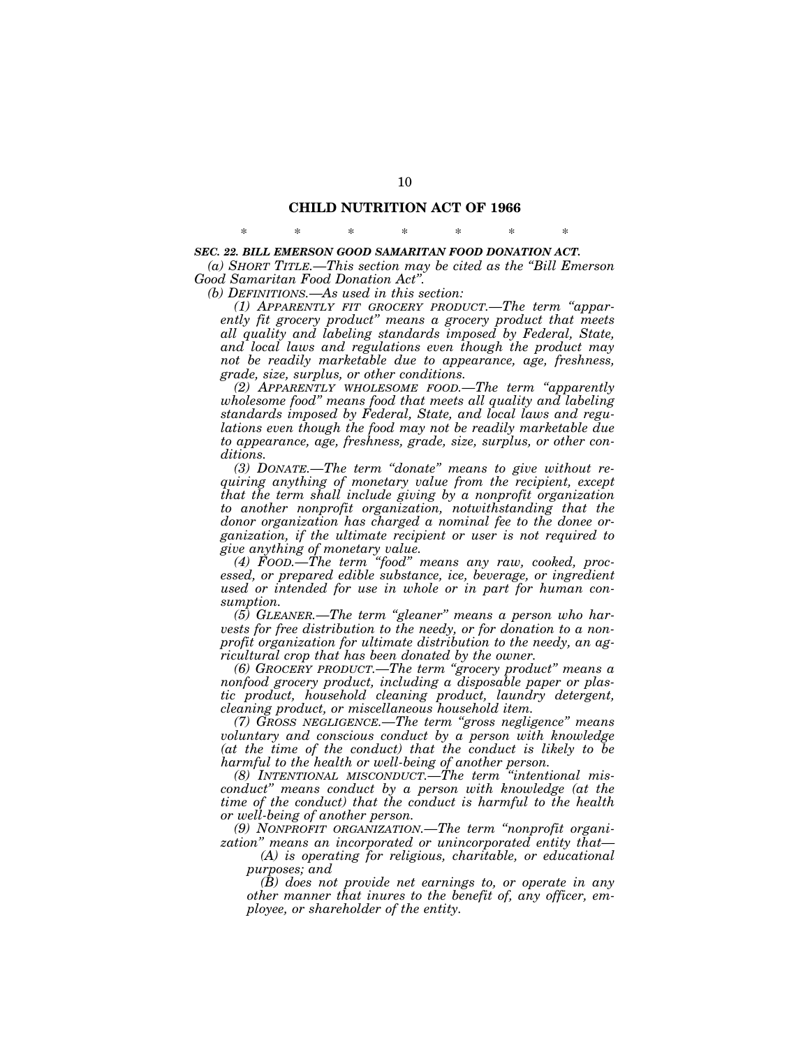## CHILD NUTRITION ACT OF 1966

\* \* \* \* \* \* \*

***SEC. 22. BILL EMERSON GOOD SAMARITAN FOOD DONATION ACT.***

*(a) SHORT TITLE.—This section may be cited as the "Bill Emerson Good Samaritan Food Donation Act".*

*(b) DEFINITIONS.—As used in this section:*

*(1) APPARENTLY FIT GROCERY PRODUCT.—The term "apparently fit grocery product" means a grocery product that meets all quality and labeling standards imposed by Federal, State, and local laws and regulations even though the product may not be readily marketable due to appearance, age, freshness, grade, size, surplus, or other conditions.*

*(2) APPARENTLY WHOLESOME FOOD.—The term "apparently wholesome food" means food that meets all quality and labeling standards imposed by Federal, State, and local laws and regulations even though the food may not be readily marketable due to appearance, age, freshness, grade, size, surplus, or other conditions.*

*(3) DONATE.—The term "donate" means to give without requiring anything of monetary value from the recipient, except that the term shall include giving by a nonprofit organization to another nonprofit organization, notwithstanding that the donor organization has charged a nominal fee to the donee organization, if the ultimate recipient or user is not required to give anything of monetary value.*

*(4) FOOD.—The term "food" means any raw, cooked, processed, or prepared edible substance, ice, beverage, or ingredient used or intended for use in whole or in part for human consumption.*

*(5) GLEANER.—The term "gleaner" means a person who harvests for free distribution to the needy, or for donation to a nonprofit organization for ultimate distribution to the needy, an agricultural crop that has been donated by the owner.*

*(6) GROCERY PRODUCT.—The term "grocery product" means a nonfood grocery product, including a disposable paper or plastic product, household cleaning product, laundry detergent, cleaning product, or miscellaneous household item.*

*(7) GROSS NEGLIGENCE.—The term "gross negligence" means voluntary and conscious conduct by a person with knowledge (at the time of the conduct) that the conduct is likely to be harmful to the health or well-being of another person.*

*(8) INTENTIONAL MISCONDUCT.—The term "intentional misconduct" means conduct by a person with knowledge (at the time of the conduct) that the conduct is harmful to the health or well-being of another person.*

*(9) NONPROFIT ORGANIZATION.—The term "nonprofit organization" means an incorporated or unincorporated entity that—*

*(A) is operating for religious, charitable, or educational purposes; and*

*(B) does not provide net earnings to, or operate in any other manner that inures to the benefit of, any officer, employee, or shareholder of the entity.*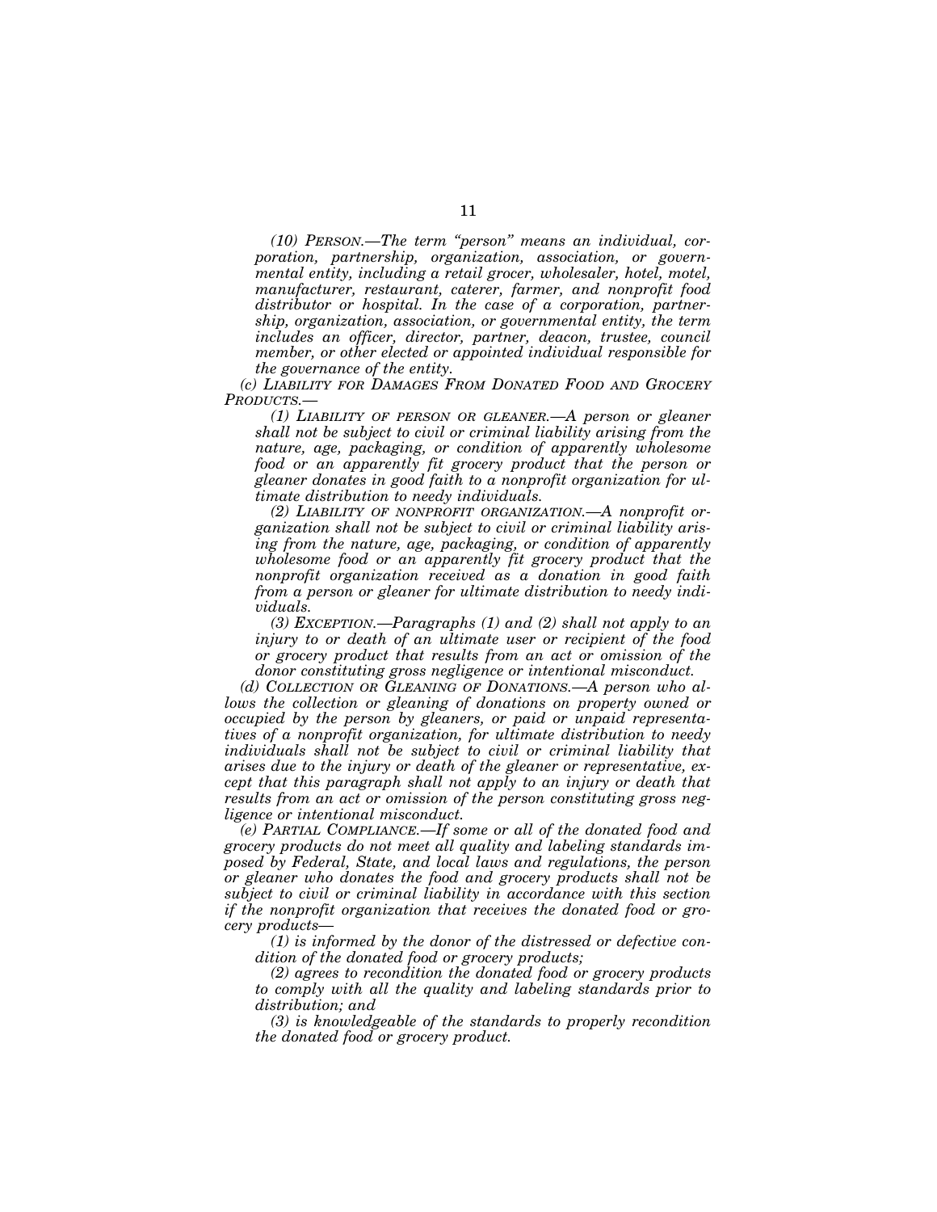*(10) PERSON.—The term "person" means an individual, corporation, partnership, organization, association, or governmental entity, including a retail grocer, wholesaler, hotel, motel, manufacturer, restaurant, caterer, farmer, and nonprofit food distributor or hospital. In the case of a corporation, partnership, organization, association, or governmental entity, the term includes an officer, director, partner, deacon, trustee, council member, or other elected or appointed individual responsible for the governance of the entity.*

*(c) LIABILITY FOR DAMAGES FROM DONATED FOOD AND GROCERY PRODUCTS.—*

*(1) LIABILITY OF PERSON OR GLEANER.—A person or gleaner shall not be subject to civil or criminal liability arising from the nature, age, packaging, or condition of apparently wholesome food or an apparently fit grocery product that the person or gleaner donates in good faith to a nonprofit organization for ultimate distribution to needy individuals.*

*(2) LIABILITY OF NONPROFIT ORGANIZATION.—A nonprofit organization shall not be subject to civil or criminal liability arising from the nature, age, packaging, or condition of apparently wholesome food or an apparently fit grocery product that the nonprofit organization received as a donation in good faith from a person or gleaner for ultimate distribution to needy individuals.*

*(3) EXCEPTION.—Paragraphs (1) and (2) shall not apply to an injury to or death of an ultimate user or recipient of the food or grocery product that results from an act or omission of the donor constituting gross negligence or intentional misconduct.*

*(d) COLLECTION OR GLEANING OF DONATIONS.—A person who allows the collection or gleaning of donations on property owned or occupied by the person by gleaners, or paid or unpaid representatives of a nonprofit organization, for ultimate distribution to needy individuals shall not be subject to civil or criminal liability that arises due to the injury or death of the gleaner or representative, except that this paragraph shall not apply to an injury or death that results from an act or omission of the person constituting gross negligence or intentional misconduct.*

*(e) PARTIAL COMPLIANCE.—If some or all of the donated food and grocery products do not meet all quality and labeling standards imposed by Federal, State, and local laws and regulations, the person or gleaner who donates the food and grocery products shall not be subject to civil or criminal liability in accordance with this section if the nonprofit organization that receives the donated food or grocery products—*

*(1) is informed by the donor of the distressed or defective condition of the donated food or grocery products;*

*(2) agrees to recondition the donated food or grocery products to comply with all the quality and labeling standards prior to distribution; and*

*(3) is knowledgeable of the standards to properly recondition the donated food or grocery product.*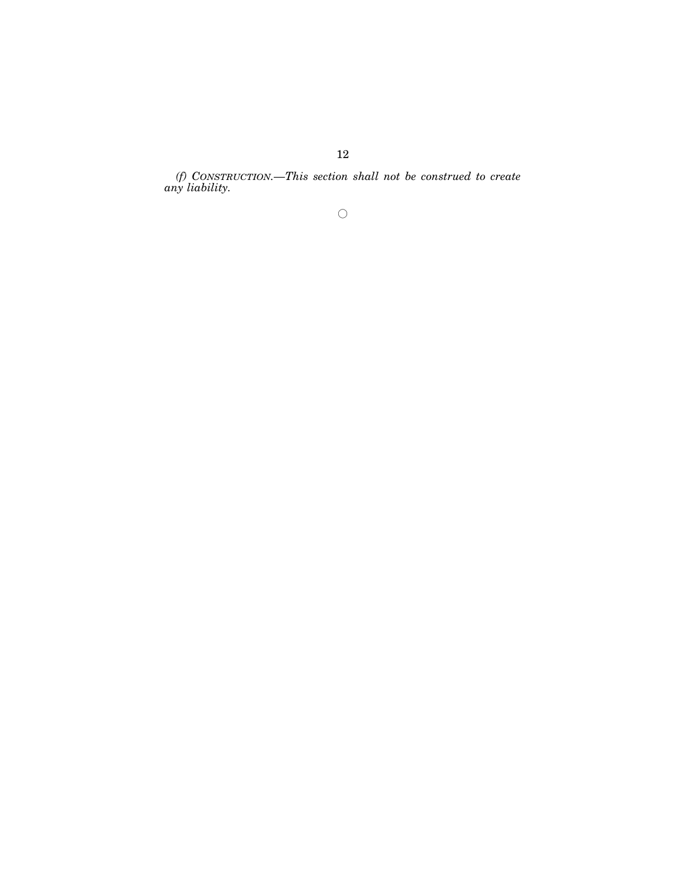*(f) CONSTRUCTION.—This section shall not be construed to create any liability.*